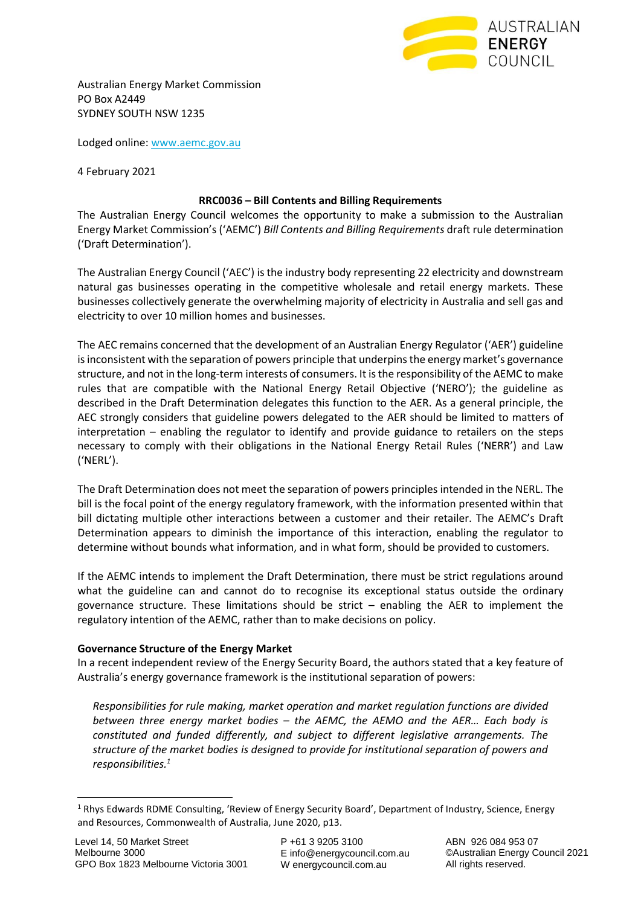Australian Energy Market Commission
PO Box A2449
SYDNEY SOUTH NSW 1235

Lodged online: www.aemc.gov.au

4 February 2021

**RRC0036 – Bill Contents and Billing Requirements**

The Australian Energy Council welcomes the opportunity to make a submission to the Australian Energy Market Commission's ('AEMC') *Bill Contents and Billing Requirements* draft rule determination ('Draft Determination').

The Australian Energy Council ('AEC') is the industry body representing 22 electricity and downstream natural gas businesses operating in the competitive wholesale and retail energy markets. These businesses collectively generate the overwhelming majority of electricity in Australia and sell gas and electricity to over 10 million homes and businesses.

The AEC remains concerned that the development of an Australian Energy Regulator ('AER') guideline is inconsistent with the separation of powers principle that underpins the energy market's governance structure, and not in the long-term interests of consumers. It is the responsibility of the AEMC to make rules that are compatible with the National Energy Retail Objective ('NERO'); the guideline as described in the Draft Determination delegates this function to the AER. As a general principle, the AEC strongly considers that guideline powers delegated to the AER should be limited to matters of interpretation – enabling the regulator to identify and provide guidance to retailers on the steps necessary to comply with their obligations in the National Energy Retail Rules ('NERR') and Law ('NERL').

The Draft Determination does not meet the separation of powers principles intended in the NERL. The bill is the focal point of the energy regulatory framework, with the information presented within that bill dictating multiple other interactions between a customer and their retailer. The AEMC's Draft Determination appears to diminish the importance of this interaction, enabling the regulator to determine without bounds what information, and in what form, should be provided to customers.

If the AEMC intends to implement the Draft Determination, there must be strict regulations around what the guideline can and cannot do to recognise its exceptional status outside the ordinary governance structure. These limitations should be strict – enabling the AER to implement the regulatory intention of the AEMC, rather than to make decisions on policy.

**Governance Structure of the Energy Market**

In a recent independent review of the Energy Security Board, the authors stated that a key feature of Australia's energy governance framework is the institutional separation of powers:

> *Responsibilities for rule making, market operation and market regulation functions are divided between three energy market bodies – the AEMC, the AEMO and the AER… Each body is constituted and funded differently, and subject to different legislative arrangements. The structure of the market bodies is designed to provide for institutional separation of powers and responsibilities.*[1]

---

[1] Rhys Edwards RDME Consulting, 'Review of Energy Security Board', Department of Industry, Science, Energy and Resources, Commonwealth of Australia, June 2020, p13.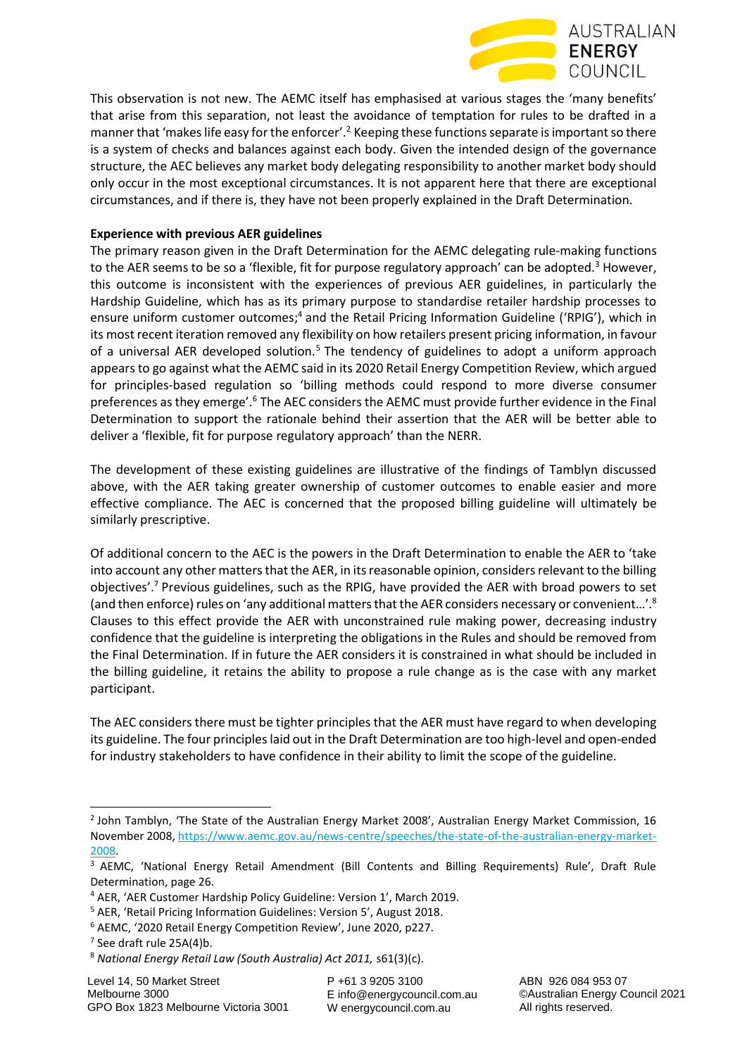This observation is not new. The AEMC itself has emphasised at various stages the 'many benefits' that arise from this separation, not least the avoidance of temptation for rules to be drafted in a manner that 'makes life easy for the enforcer'.[2] Keeping these functions separate is important so there is a system of checks and balances against each body. Given the intended design of the governance structure, the AEC believes any market body delegating responsibility to another market body should only occur in the most exceptional circumstances. It is not apparent here that there are exceptional circumstances, and if there is, they have not been properly explained in the Draft Determination.

**Experience with previous AER guidelines**

The primary reason given in the Draft Determination for the AEMC delegating rule-making functions to the AER seems to be so a 'flexible, fit for purpose regulatory approach' can be adopted.[3] However, this outcome is inconsistent with the experiences of previous AER guidelines, in particular the Hardship Guideline, which has as its primary purpose to standardise retailer hardship processes to ensure uniform customer outcomes;[4] and the Retail Pricing Information Guideline ('RPIG'), which in its most recent iteration removed any flexibility on how retailers present pricing information, in favour of a universal AER developed solution.[5] The tendency of guidelines to adopt a uniform approach appears to go against what the AEMC said in its 2020 Retail Energy Competition Review, which argued for principles-based regulation so 'billing methods could respond to more diverse consumer preferences as they emerge'.[6] The AEC considers the AEMC must provide further evidence in the Final Determination to support the rationale behind their assertion that the AER will be better able to deliver a 'flexible, fit for purpose regulatory approach' than the NERR.

The development of these existing guidelines are illustrative of the findings of Tamblyn discussed above, with the AER taking greater ownership of customer outcomes to enable easier and more effective compliance. The AEC is concerned that the proposed billing guideline will ultimately be similarly prescriptive.

Of additional concern to the AEC is the powers in the Draft Determination to enable the AER to 'take into account any other matters that the AER, in its reasonable opinion, considers relevant to the billing objectives'.[7] Previous guidelines, such as the RPIG, have provided the AER with broad powers to set (and then enforce) rules on 'any additional matters that the AER considers necessary or convenient…'.[8] Clauses to this effect provide the AER with unconstrained rule making power, decreasing industry confidence that the guideline is interpreting the obligations in the Rules and should be removed from the Final Determination. If in future the AER considers it is constrained in what should be included in the billing guideline, it retains the ability to propose a rule change as is the case with any market participant.

The AEC considers there must be tighter principles that the AER must have regard to when developing its guideline. The four principles laid out in the Draft Determination are too high-level and open-ended for industry stakeholders to have confidence in their ability to limit the scope of the guideline.

---

[2] John Tamblyn, 'The State of the Australian Energy Market 2008', Australian Energy Market Commission, 16 November 2008, https://www.aemc.gov.au/news-centre/speeches/the-state-of-the-australian-energy-market-2008.

[3] AEMC, 'National Energy Retail Amendment (Bill Contents and Billing Requirements) Rule', Draft Rule Determination, page 26.

[4] AER, 'AER Customer Hardship Policy Guideline: Version 1', March 2019.

[5] AER, 'Retail Pricing Information Guidelines: Version 5', August 2018.

[6] AEMC, '2020 Retail Energy Competition Review', June 2020, p227.

[7] See draft rule 25A(4)b.

[8] *National Energy Retail Law (South Australia) Act 2011,* s61(3)(c).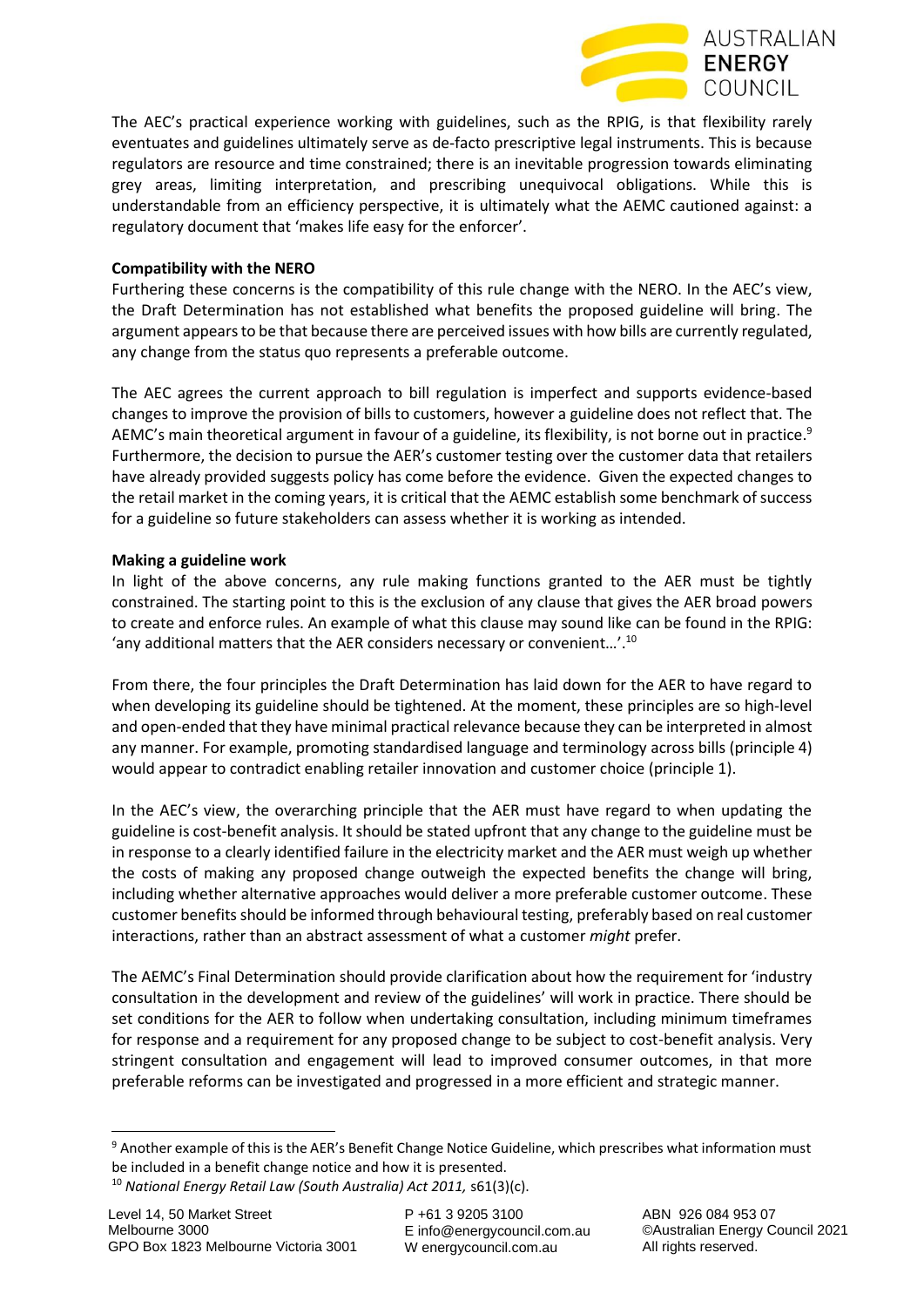The AEC's practical experience working with guidelines, such as the RPIG, is that flexibility rarely eventuates and guidelines ultimately serve as de-facto prescriptive legal instruments. This is because regulators are resource and time constrained; there is an inevitable progression towards eliminating grey areas, limiting interpretation, and prescribing unequivocal obligations. While this is understandable from an efficiency perspective, it is ultimately what the AEMC cautioned against: a regulatory document that 'makes life easy for the enforcer'.

**Compatibility with the NERO**

Furthering these concerns is the compatibility of this rule change with the NERO. In the AEC's view, the Draft Determination has not established what benefits the proposed guideline will bring. The argument appears to be that because there are perceived issues with how bills are currently regulated, any change from the status quo represents a preferable outcome.

The AEC agrees the current approach to bill regulation is imperfect and supports evidence-based changes to improve the provision of bills to customers, however a guideline does not reflect that. The AEMC's main theoretical argument in favour of a guideline, its flexibility, is not borne out in practice.[9] Furthermore, the decision to pursue the AER's customer testing over the customer data that retailers have already provided suggests policy has come before the evidence. Given the expected changes to the retail market in the coming years, it is critical that the AEMC establish some benchmark of success for a guideline so future stakeholders can assess whether it is working as intended.

**Making a guideline work**

In light of the above concerns, any rule making functions granted to the AER must be tightly constrained. The starting point to this is the exclusion of any clause that gives the AER broad powers to create and enforce rules. An example of what this clause may sound like can be found in the RPIG: 'any additional matters that the AER considers necessary or convenient…'.[10]

From there, the four principles the Draft Determination has laid down for the AER to have regard to when developing its guideline should be tightened. At the moment, these principles are so high-level and open-ended that they have minimal practical relevance because they can be interpreted in almost any manner. For example, promoting standardised language and terminology across bills (principle 4) would appear to contradict enabling retailer innovation and customer choice (principle 1).

In the AEC's view, the overarching principle that the AER must have regard to when updating the guideline is cost-benefit analysis. It should be stated upfront that any change to the guideline must be in response to a clearly identified failure in the electricity market and the AER must weigh up whether the costs of making any proposed change outweigh the expected benefits the change will bring, including whether alternative approaches would deliver a more preferable customer outcome. These customer benefits should be informed through behavioural testing, preferably based on real customer interactions, rather than an abstract assessment of what a customer *might* prefer.

The AEMC's Final Determination should provide clarification about how the requirement for 'industry consultation in the development and review of the guidelines' will work in practice. There should be set conditions for the AER to follow when undertaking consultation, including minimum timeframes for response and a requirement for any proposed change to be subject to cost-benefit analysis. Very stringent consultation and engagement will lead to improved consumer outcomes, in that more preferable reforms can be investigated and progressed in a more efficient and strategic manner.

---

[9] Another example of this is the AER's Benefit Change Notice Guideline, which prescribes what information must be included in a benefit change notice and how it is presented.

[10] *National Energy Retail Law (South Australia) Act 2011,* s61(3)(c).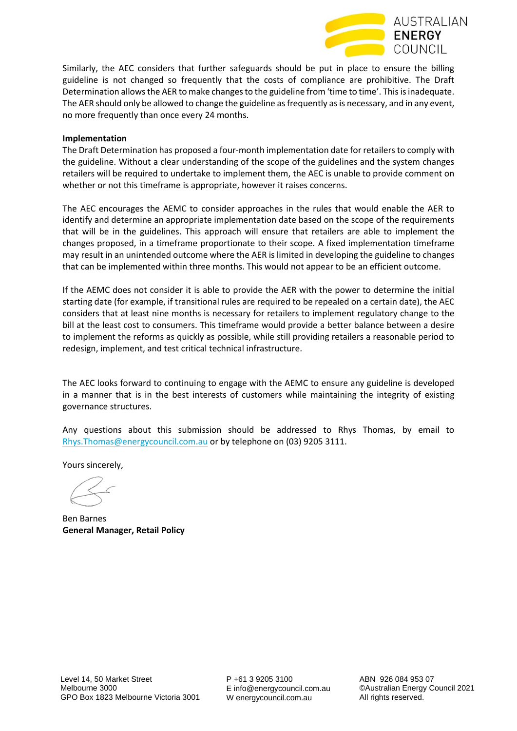Similarly, the AEC considers that further safeguards should be put in place to ensure the billing guideline is not changed so frequently that the costs of compliance are prohibitive. The Draft Determination allows the AER to make changes to the guideline from 'time to time'. This is inadequate. The AER should only be allowed to change the guideline as frequently as is necessary, and in any event, no more frequently than once every 24 months.

**Implementation**

The Draft Determination has proposed a four-month implementation date for retailers to comply with the guideline. Without a clear understanding of the scope of the guidelines and the system changes retailers will be required to undertake to implement them, the AEC is unable to provide comment on whether or not this timeframe is appropriate, however it raises concerns.

The AEC encourages the AEMC to consider approaches in the rules that would enable the AER to identify and determine an appropriate implementation date based on the scope of the requirements that will be in the guidelines. This approach will ensure that retailers are able to implement the changes proposed, in a timeframe proportionate to their scope. A fixed implementation timeframe may result in an unintended outcome where the AER is limited in developing the guideline to changes that can be implemented within three months. This would not appear to be an efficient outcome.

If the AEMC does not consider it is able to provide the AER with the power to determine the initial starting date (for example, if transitional rules are required to be repealed on a certain date), the AEC considers that at least nine months is necessary for retailers to implement regulatory change to the bill at the least cost to consumers. This timeframe would provide a better balance between a desire to implement the reforms as quickly as possible, while still providing retailers a reasonable period to redesign, implement, and test critical technical infrastructure.

The AEC looks forward to continuing to engage with the AEMC to ensure any guideline is developed in a manner that is in the best interests of customers while maintaining the integrity of existing governance structures.

Any questions about this submission should be addressed to Rhys Thomas, by email to Rhys.Thomas@energycouncil.com.au or by telephone on (03) 9205 3111.

Yours sincerely,

Ben Barnes

**General Manager, Retail Policy**